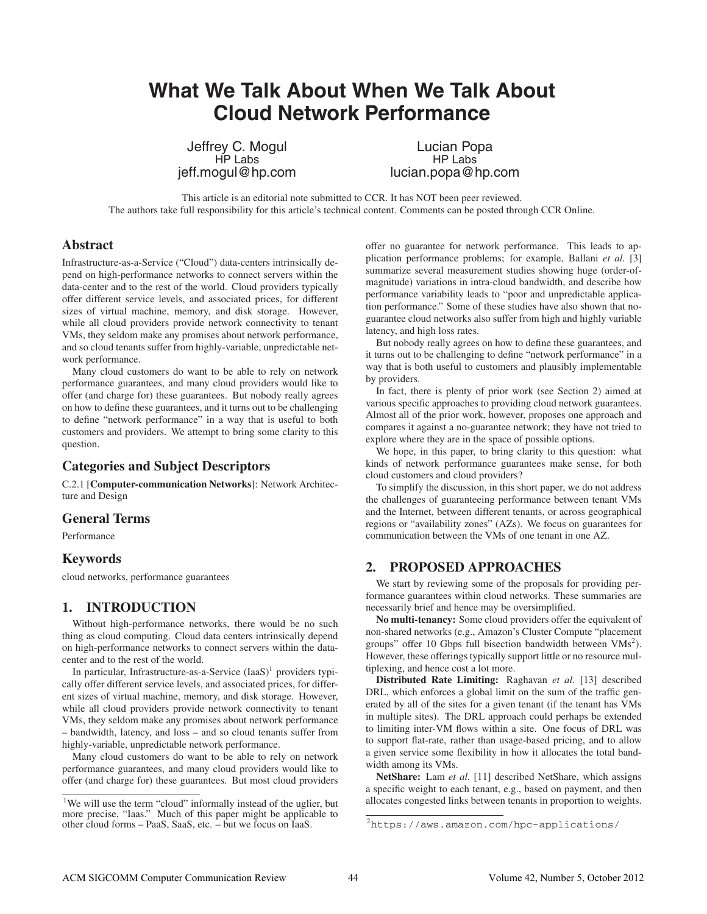# What We Talk About When We Talk About Cloud Network Performance

Jeffrey C. Mogul
HP Labs
jeff.mogul@hp.com

Lucian Popa
HP Labs
lucian.popa@hp.com

This article is an editorial note submitted to CCR. It has NOT been peer reviewed.
The authors take full responsibility for this article's technical content. Comments can be posted through CCR Online.

## Abstract

Infrastructure-as-a-Service ("Cloud") data-centers intrinsically depend on high-performance networks to connect servers within the data-center and to the rest of the world. Cloud providers typically offer different service levels, and associated prices, for different sizes of virtual machine, memory, and disk storage. However, while all cloud providers provide network connectivity to tenant VMs, they seldom make any promises about network performance, and so cloud tenants suffer from highly-variable, unpredictable network performance.

Many cloud customers do want to be able to rely on network performance guarantees, and many cloud providers would like to offer (and charge for) these guarantees. But nobody really agrees on how to define these guarantees, and it turns out to be challenging to define "network performance" in a way that is useful to both customers and providers. We attempt to bring some clarity to this question.

## Categories and Subject Descriptors

C.2.1 [**Computer-communication Networks**]: Network Architecture and Design

## General Terms

Performance

## Keywords

cloud networks, performance guarantees

## 1. INTRODUCTION

Without high-performance networks, there would be no such thing as cloud computing. Cloud data centers intrinsically depend on high-performance networks to connect servers within the datacenter and to the rest of the world.

In particular, Infrastructure-as-a-Service (IaaS)[1] providers typically offer different service levels, and associated prices, for different sizes of virtual machine, memory, and disk storage. However, while all cloud providers provide network connectivity to tenant VMs, they seldom make any promises about network performance – bandwidth, latency, and loss – and so cloud tenants suffer from highly-variable, unpredictable network performance.

Many cloud customers do want to be able to rely on network performance guarantees, and many cloud providers would like to offer (and charge for) these guarantees. But most cloud providers offer no guarantee for network performance. This leads to application performance problems; for example, Ballani *et al.* [3] summarize several measurement studies showing huge (order-of-magnitude) variations in intra-cloud bandwidth, and describe how performance variability leads to "poor and unpredictable application performance." Some of these studies have also shown that no-guarantee cloud networks also suffer from high and highly variable latency, and high loss rates.

But nobody really agrees on how to define these guarantees, and it turns out to be challenging to define "network performance" in a way that is both useful to customers and plausibly implementable by providers.

In fact, there is plenty of prior work (see Section 2) aimed at various specific approaches to providing cloud network guarantees. Almost all of the prior work, however, proposes one approach and compares it against a no-guarantee network; they have not tried to explore where they are in the space of possible options.

We hope, in this paper, to bring clarity to this question: what kinds of network performance guarantees make sense, for both cloud customers and cloud providers?

To simplify the discussion, in this short paper, we do not address the challenges of guaranteeing performance between tenant VMs and the Internet, between different tenants, or across geographical regions or "availability zones" (AZs). We focus on guarantees for communication between the VMs of one tenant in one AZ.

## 2. PROPOSED APPROACHES

We start by reviewing some of the proposals for providing performance guarantees within cloud networks. These summaries are necessarily brief and hence may be oversimplified.

**No multi-tenancy:** Some cloud providers offer the equivalent of non-shared networks (e.g., Amazon's Cluster Compute "placement groups" offer 10 Gbps full bisection bandwidth between VMs[2]). However, these offerings typically support little or no resource multiplexing, and hence cost a lot more.

**Distributed Rate Limiting:** Raghavan *et al.* [13] described DRL, which enforces a global limit on the sum of the traffic generated by all of the sites for a given tenant (if the tenant has VMs in multiple sites). The DRL approach could perhaps be extended to limiting inter-VM flows within a site. One focus of DRL was to support flat-rate, rather than usage-based pricing, and to allow a given service some flexibility in how it allocates the total bandwidth among its VMs.

**NetShare:** Lam *et al.* [11] described NetShare, which assigns a specific weight to each tenant, e.g., based on payment, and then allocates congested links between tenants in proportion to weights.

---

[1] We will use the term "cloud" informally instead of the uglier, but more precise, "Iaas." Much of this paper might be applicable to other cloud forms – PaaS, SaaS, etc. – but we focus on IaaS.

[2] https://aws.amazon.com/hpc-applications/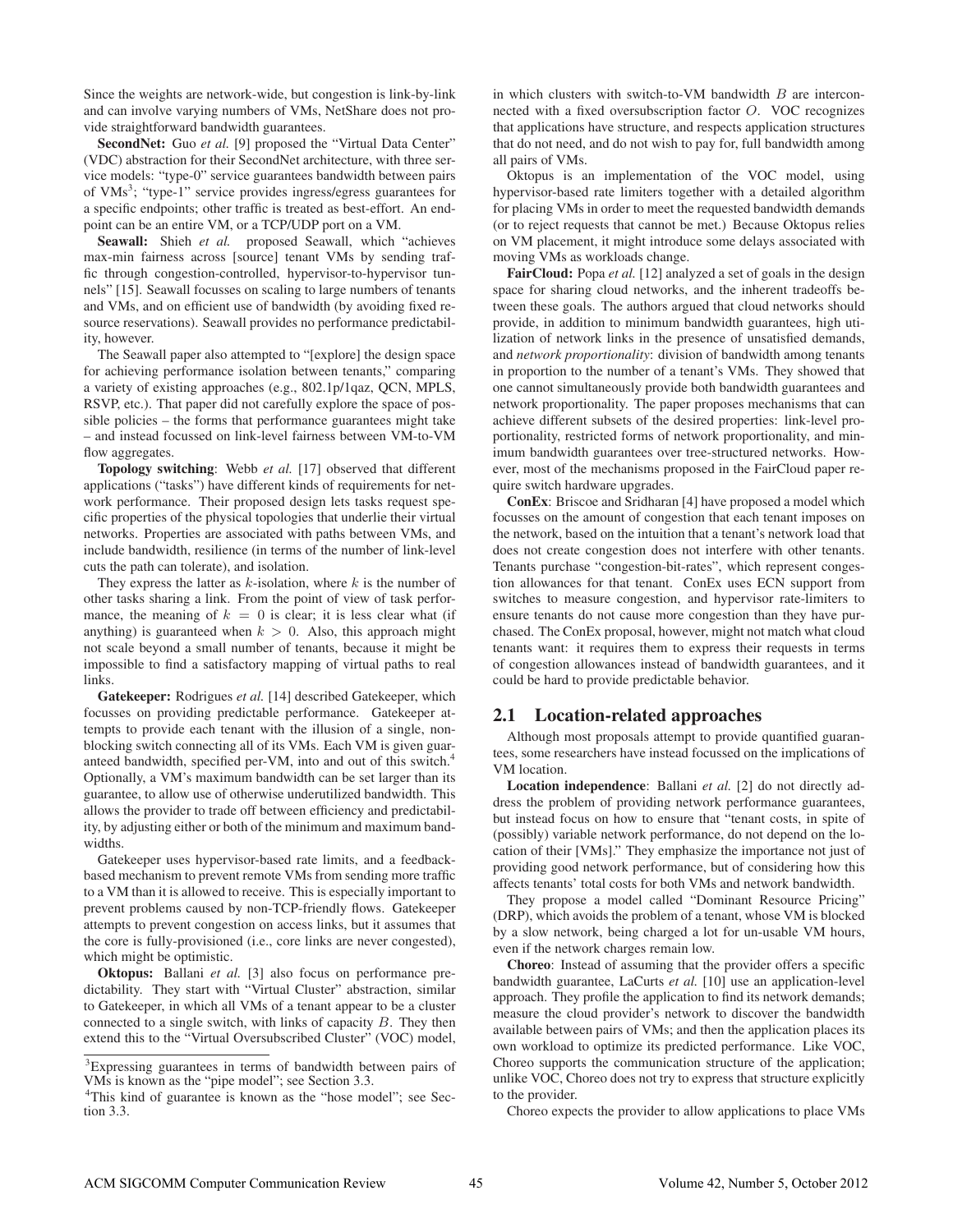Since the weights are network-wide, but congestion is link-by-link and can involve varying numbers of VMs, NetShare does not provide straightforward bandwidth guarantees.

**SecondNet:** Guo *et al.* [9] proposed the "Virtual Data Center" (VDC) abstraction for their SecondNet architecture, with three service models: "type-0" service guarantees bandwidth between pairs of VMs[3]; "type-1" service provides ingress/egress guarantees for a specific endpoints; other traffic is treated as best-effort. An endpoint can be an entire VM, or a TCP/UDP port on a VM.

**Seawall:** Shieh *et al.* proposed Seawall, which "achieves max-min fairness across [source] tenant VMs by sending traffic through congestion-controlled, hypervisor-to-hypervisor tunnels" [15]. Seawall focusses on scaling to large numbers of tenants and VMs, and on efficient use of bandwidth (by avoiding fixed resource reservations). Seawall provides no performance predictability, however.

The Seawall paper also attempted to "[explore] the design space for achieving performance isolation between tenants," comparing a variety of existing approaches (e.g., 802.1p/1qaz, QCN, MPLS, RSVP, etc.). That paper did not carefully explore the space of possible policies – the forms that performance guarantees might take – and instead focussed on link-level fairness between VM-to-VM flow aggregates.

**Topology switching**: Webb *et al.* [17] observed that different applications ("tasks") have different kinds of requirements for network performance. Their proposed design lets tasks request specific properties of the physical topologies that underlie their virtual networks. Properties are associated with paths between VMs, and include bandwidth, resilience (in terms of the number of link-level cuts the path can tolerate), and isolation.

They express the latter as $k$-isolation, where $k$ is the number of other tasks sharing a link. From the point of view of task performance, the meaning of $k = 0$ is clear; it is less clear what (if anything) is guaranteed when $k > 0$. Also, this approach might not scale beyond a small number of tenants, because it might be impossible to find a satisfactory mapping of virtual paths to real links.

**Gatekeeper:** Rodrigues *et al.* [14] described Gatekeeper, which focusses on providing predictable performance. Gatekeeper attempts to provide each tenant with the illusion of a single, non-blocking switch connecting all of its VMs. Each VM is given guaranteed bandwidth, specified per-VM, into and out of this switch.[4] Optionally, a VM's maximum bandwidth can be set larger than its guarantee, to allow use of otherwise underutilized bandwidth. This allows the provider to trade off between efficiency and predictability, by adjusting either or both of the minimum and maximum bandwidths.

Gatekeeper uses hypervisor-based rate limits, and a feedback-based mechanism to prevent remote VMs from sending more traffic to a VM than it is allowed to receive. This is especially important to prevent problems caused by non-TCP-friendly flows. Gatekeeper attempts to prevent congestion on access links, but it assumes that the core is fully-provisioned (i.e., core links are never congested), which might be optimistic.

**Oktopus:** Ballani *et al.* [3] also focus on performance predictability. They start with "Virtual Cluster" abstraction, similar to Gatekeeper, in which all VMs of a tenant appear to be a cluster connected to a single switch, with links of capacity $B$. They then extend this to the "Virtual Oversubscribed Cluster" (VOC) model, in which clusters with switch-to-VM bandwidth $B$ are interconnected with a fixed oversubscription factor $O$. VOC recognizes that applications have structure, and respects application structures that do not need, and do not wish to pay for, full bandwidth among all pairs of VMs.

Oktopus is an implementation of the VOC model, using hypervisor-based rate limiters together with a detailed algorithm for placing VMs in order to meet the requested bandwidth demands (or to reject requests that cannot be met.) Because Oktopus relies on VM placement, it might introduce some delays associated with moving VMs as workloads change.

**FairCloud:** Popa *et al.* [12] analyzed a set of goals in the design space for sharing cloud networks, and the inherent tradeoffs between these goals. The authors argued that cloud networks should provide, in addition to minimum bandwidth guarantees, high utilization of network links in the presence of unsatisfied demands, and *network proportionality*: division of bandwidth among tenants in proportion to the number of a tenant's VMs. They showed that one cannot simultaneously provide both bandwidth guarantees and network proportionality. The paper proposes mechanisms that can achieve different subsets of the desired properties: link-level proportionality, restricted forms of network proportionality, and minimum bandwidth guarantees over tree-structured networks. However, most of the mechanisms proposed in the FairCloud paper require switch hardware upgrades.

**ConEx**: Briscoe and Sridharan [4] have proposed a model which focusses on the amount of congestion that each tenant imposes on the network, based on the intuition that a tenant's network load that does not create congestion does not interfere with other tenants. Tenants purchase "congestion-bit-rates", which represent congestion allowances for that tenant. ConEx uses ECN support from switches to measure congestion, and hypervisor rate-limiters to ensure tenants do not cause more congestion than they have purchased. The ConEx proposal, however, might not match what cloud tenants want: it requires them to express their requests in terms of congestion allowances instead of bandwidth guarantees, and it could be hard to provide predictable behavior.

## 2.1 Location-related approaches

Although most proposals attempt to provide quantified guarantees, some researchers have instead focussed on the implications of VM location.

**Location independence**: Ballani *et al.* [2] do not directly address the problem of providing network performance guarantees, but instead focus on how to ensure that "tenant costs, in spite of (possibly) variable network performance, do not depend on the location of their [VMs]." They emphasize the importance not just of providing good network performance, but of considering how this affects tenants' total costs for both VMs and network bandwidth.

They propose a model called "Dominant Resource Pricing" (DRP), which avoids the problem of a tenant, whose VM is blocked by a slow network, being charged a lot for un-usable VM hours, even if the network charges remain low.

**Choreo**: Instead of assuming that the provider offers a specific bandwidth guarantee, LaCurts *et al.* [10] use an application-level approach. They profile the application to find its network demands; measure the cloud provider's network to discover the bandwidth available between pairs of VMs; and then the application places its own workload to optimize its predicted performance. Like VOC, Choreo supports the communication structure of the application; unlike VOC, Choreo does not try to express that structure explicitly to the provider.

Choreo expects the provider to allow applications to place VMs

---

[3] Expressing guarantees in terms of bandwidth between pairs of VMs is known as the "pipe model"; see Section 3.3.

[4] This kind of guarantee is known as the "hose model"; see Section 3.3.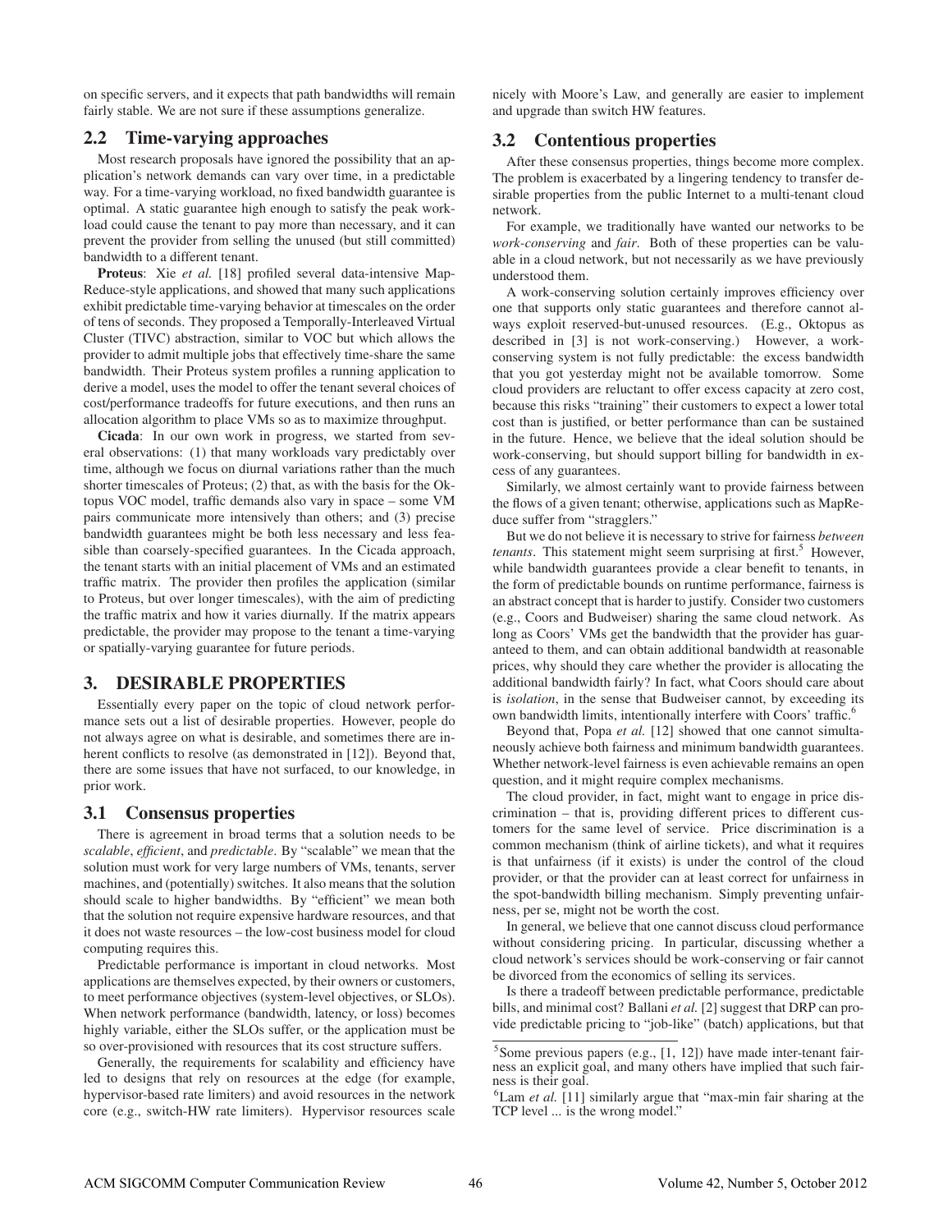on specific servers, and it expects that path bandwidths will remain fairly stable. We are not sure if these assumptions generalize.

## 2.2 Time-varying approaches

Most research proposals have ignored the possibility that an application's network demands can vary over time, in a predictable way. For a time-varying workload, no fixed bandwidth guarantee is optimal. A static guarantee high enough to satisfy the peak workload could cause the tenant to pay more than necessary, and it can prevent the provider from selling the unused (but still committed) bandwidth to a different tenant.

**Proteus**: Xie *et al.* [18] profiled several data-intensive MapReduce-style applications, and showed that many such applications exhibit predictable time-varying behavior at timescales on the order of tens of seconds. They proposed a Temporally-Interleaved Virtual Cluster (TIVC) abstraction, similar to VOC but which allows the provider to admit multiple jobs that effectively time-share the same bandwidth. Their Proteus system profiles a running application to derive a model, uses the model to offer the tenant several choices of cost/performance tradeoffs for future executions, and then runs an allocation algorithm to place VMs so as to maximize throughput.

**Cicada**: In our own work in progress, we started from several observations: (1) that many workloads vary predictably over time, although we focus on diurnal variations rather than the much shorter timescales of Proteus; (2) that, as with the basis for the Oktopus VOC model, traffic demands also vary in space – some VM pairs communicate more intensively than others; and (3) precise bandwidth guarantees might be both less necessary and less feasible than coarsely-specified guarantees. In the Cicada approach, the tenant starts with an initial placement of VMs and an estimated traffic matrix. The provider then profiles the application (similar to Proteus, but over longer timescales), with the aim of predicting the traffic matrix and how it varies diurnally. If the matrix appears predictable, the provider may propose to the tenant a time-varying or spatially-varying guarantee for future periods.

# 3. DESIRABLE PROPERTIES

Essentially every paper on the topic of cloud network performance sets out a list of desirable properties. However, people do not always agree on what is desirable, and sometimes there are inherent conflicts to resolve (as demonstrated in [12]). Beyond that, there are some issues that have not surfaced, to our knowledge, in prior work.

## 3.1 Consensus properties

There is agreement in broad terms that a solution needs to be *scalable*, *efficient*, and *predictable*. By "scalable" we mean that the solution must work for very large numbers of VMs, tenants, server machines, and (potentially) switches. It also means that the solution should scale to higher bandwidths. By "efficient" we mean both that the solution not require expensive hardware resources, and that it does not waste resources – the low-cost business model for cloud computing requires this.

Predictable performance is important in cloud networks. Most applications are themselves expected, by their owners or customers, to meet performance objectives (system-level objectives, or SLOs). When network performance (bandwidth, latency, or loss) becomes highly variable, either the SLOs suffer, or the application must be so over-provisioned with resources that its cost structure suffers.

Generally, the requirements for scalability and efficiency have led to designs that rely on resources at the edge (for example, hypervisor-based rate limiters) and avoid resources in the network core (e.g., switch-HW rate limiters). Hypervisor resources scale nicely with Moore's Law, and generally are easier to implement and upgrade than switch HW features.

## 3.2 Contentious properties

After these consensus properties, things become more complex. The problem is exacerbated by a lingering tendency to transfer desirable properties from the public Internet to a multi-tenant cloud network.

For example, we traditionally have wanted our networks to be *work-conserving* and *fair*. Both of these properties can be valuable in a cloud network, but not necessarily as we have previously understood them.

A work-conserving solution certainly improves efficiency over one that supports only static guarantees and therefore cannot always exploit reserved-but-unused resources. (E.g., Oktopus as described in [3] is not work-conserving.) However, a work-conserving system is not fully predictable: the excess bandwidth that you got yesterday might not be available tomorrow. Some cloud providers are reluctant to offer excess capacity at zero cost, because this risks "training" their customers to expect a lower total cost than is justified, or better performance than can be sustained in the future. Hence, we believe that the ideal solution should be work-conserving, but should support billing for bandwidth in excess of any guarantees.

Similarly, we almost certainly want to provide fairness between the flows of a given tenant; otherwise, applications such as MapReduce suffer from "stragglers."

But we do not believe it is necessary to strive for fairness *between tenants*. This statement might seem surprising at first.[5] However, while bandwidth guarantees provide a clear benefit to tenants, in the form of predictable bounds on runtime performance, fairness is an abstract concept that is harder to justify. Consider two customers (e.g., Coors and Budweiser) sharing the same cloud network. As long as Coors' VMs get the bandwidth that the provider has guaranteed to them, and can obtain additional bandwidth at reasonable prices, why should they care whether the provider is allocating the additional bandwidth fairly? In fact, what Coors should care about is *isolation*, in the sense that Budweiser cannot, by exceeding its own bandwidth limits, intentionally interfere with Coors' traffic.[6]

Beyond that, Popa *et al.* [12] showed that one cannot simultaneously achieve both fairness and minimum bandwidth guarantees. Whether network-level fairness is even achievable remains an open question, and it might require complex mechanisms.

The cloud provider, in fact, might want to engage in price discrimination – that is, providing different prices to different customers for the same level of service. Price discrimination is a common mechanism (think of airline tickets), and what it requires is that unfairness (if it exists) is under the control of the cloud provider, or that the provider can at least correct for unfairness in the spot-bandwidth billing mechanism. Simply preventing unfairness, per se, might not be worth the cost.

In general, we believe that one cannot discuss cloud performance without considering pricing. In particular, discussing whether a cloud network's services should be work-conserving or fair cannot be divorced from the economics of selling its services.

Is there a tradeoff between predictable performance, predictable bills, and minimal cost? Ballani *et al.* [2] suggest that DRP can provide predictable pricing to "job-like" (batch) applications, but that

[5] Some previous papers (e.g., [1, 12]) have made inter-tenant fairness an explicit goal, and many others have implied that such fairness is their goal.

[6] Lam *et al.* [11] similarly argue that "max-min fair sharing at the TCP level ... is the wrong model."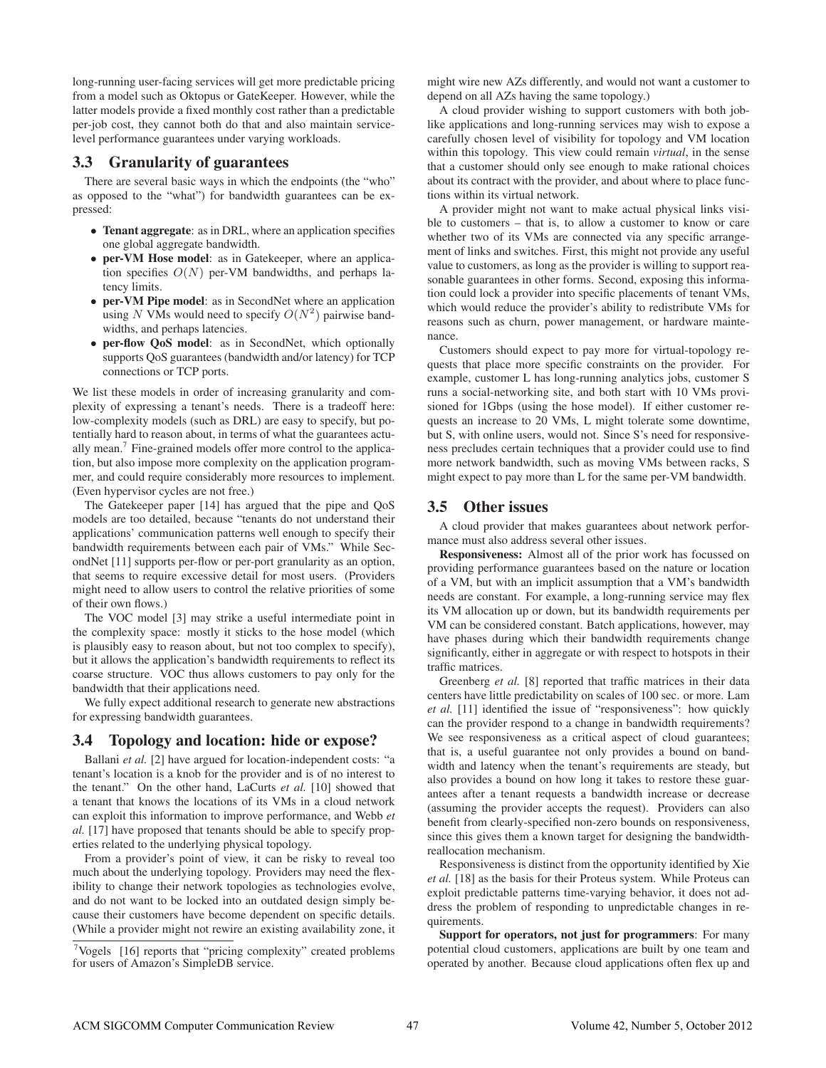long-running user-facing services will get more predictable pricing from a model such as Oktopus or GateKeeper. However, while the latter models provide a fixed monthly cost rather than a predictable per-job cost, they cannot both do that and also maintain service-level performance guarantees under varying workloads.

### 3.3 Granularity of guarantees

There are several basic ways in which the endpoints (the "who" as opposed to the "what") for bandwidth guarantees can be expressed:

- **Tenant aggregate**: as in DRL, where an application specifies one global aggregate bandwidth.
- **per-VM Hose model**: as in Gatekeeper, where an application specifies $O(N)$ per-VM bandwidths, and perhaps latency limits.
- **per-VM Pipe model**: as in SecondNet where an application using $N$ VMs would need to specify $O(N^2)$ pairwise bandwidths, and perhaps latencies.
- **per-flow QoS model**: as in SecondNet, which optionally supports QoS guarantees (bandwidth and/or latency) for TCP connections or TCP ports.

We list these models in order of increasing granularity and complexity of expressing a tenant's needs. There is a tradeoff here: low-complexity models (such as DRL) are easy to specify, but potentially hard to reason about, in terms of what the guarantees actually mean.[7] Fine-grained models offer more control to the application, but also impose more complexity on the application programmer, and could require considerably more resources to implement. (Even hypervisor cycles are not free.)

The Gatekeeper paper [14] has argued that the pipe and QoS models are too detailed, because "tenants do not understand their applications' communication patterns well enough to specify their bandwidth requirements between each pair of VMs." While SecondNet [11] supports per-flow or per-port granularity as an option, that seems to require excessive detail for most users. (Providers might need to allow users to control the relative priorities of some of their own flows.)

The VOC model [3] may strike a useful intermediate point in the complexity space: mostly it sticks to the hose model (which is plausibly easy to reason about, but not too complex to specify), but it allows the application's bandwidth requirements to reflect its coarse structure. VOC thus allows customers to pay only for the bandwidth that their applications need.

We fully expect additional research to generate new abstractions for expressing bandwidth guarantees.

### 3.4 Topology and location: hide or expose?

Ballani *et al.* [2] have argued for location-independent costs: "a tenant's location is a knob for the provider and is of no interest to the tenant." On the other hand, LaCurts *et al.* [10] showed that a tenant that knows the locations of its VMs in a cloud network can exploit this information to improve performance, and Webb *et al.* [17] have proposed that tenants should be able to specify properties related to the underlying physical topology.

From a provider's point of view, it can be risky to reveal too much about the underlying topology. Providers may need the flexibility to change their network topologies as technologies evolve, and do not want to be locked into an outdated design simply because their customers have become dependent on specific details. (While a provider might not rewire an existing availability zone, it might wire new AZs differently, and would not want a customer to depend on all AZs having the same topology.)

A cloud provider wishing to support customers with both job-like applications and long-running services may wish to expose a carefully chosen level of visibility for topology and VM location within this topology. This view could remain *virtual*, in the sense that a customer should only see enough to make rational choices about its contract with the provider, and about where to place functions within its virtual network.

A provider might not want to make actual physical links visible to customers – that is, to allow a customer to know or care whether two of its VMs are connected via any specific arrangement of links and switches. First, this might not provide any useful value to customers, as long as the provider is willing to support reasonable guarantees in other forms. Second, exposing this information could lock a provider into specific placements of tenant VMs, which would reduce the provider's ability to redistribute VMs for reasons such as churn, power management, or hardware maintenance.

Customers should expect to pay more for virtual-topology requests that place more specific constraints on the provider. For example, customer L has long-running analytics jobs, customer S runs a social-networking site, and both start with 10 VMs provisioned for 1Gbps (using the hose model). If either customer requests an increase to 20 VMs, L might tolerate some downtime, but S, with online users, would not. Since S's need for responsiveness precludes certain techniques that a provider could use to find more network bandwidth, such as moving VMs between racks, S might expect to pay more than L for the same per-VM bandwidth.

### 3.5 Other issues

A cloud provider that makes guarantees about network performance must also address several other issues.

**Responsiveness:** Almost all of the prior work has focussed on providing performance guarantees based on the nature or location of a VM, but with an implicit assumption that a VM's bandwidth needs are constant. For example, a long-running service may flex its VM allocation up or down, but its bandwidth requirements per VM can be considered constant. Batch applications, however, may have phases during which their bandwidth requirements change significantly, either in aggregate or with respect to hotspots in their traffic matrices.

Greenberg *et al.* [8] reported that traffic matrices in their data centers have little predictability on scales of 100 sec. or more. Lam *et al.* [11] identified the issue of "responsiveness": how quickly can the provider respond to a change in bandwidth requirements? We see responsiveness as a critical aspect of cloud guarantees; that is, a useful guarantee not only provides a bound on bandwidth and latency when the tenant's requirements are steady, but also provides a bound on how long it takes to restore these guarantees after a tenant requests a bandwidth increase or decrease (assuming the provider accepts the request). Providers can also benefit from clearly-specified non-zero bounds on responsiveness, since this gives them a known target for designing the bandwidth-reallocation mechanism.

Responsiveness is distinct from the opportunity identified by Xie *et al.* [18] as the basis for their Proteus system. While Proteus can exploit predictable patterns time-varying behavior, it does not address the problem of responding to unpredictable changes in requirements.

**Support for operators, not just for programmers**: For many potential cloud customers, applications are built by one team and operated by another. Because cloud applications often flex up and

[7] Vogels [16] reports that "pricing complexity" created problems for users of Amazon's SimpleDB service.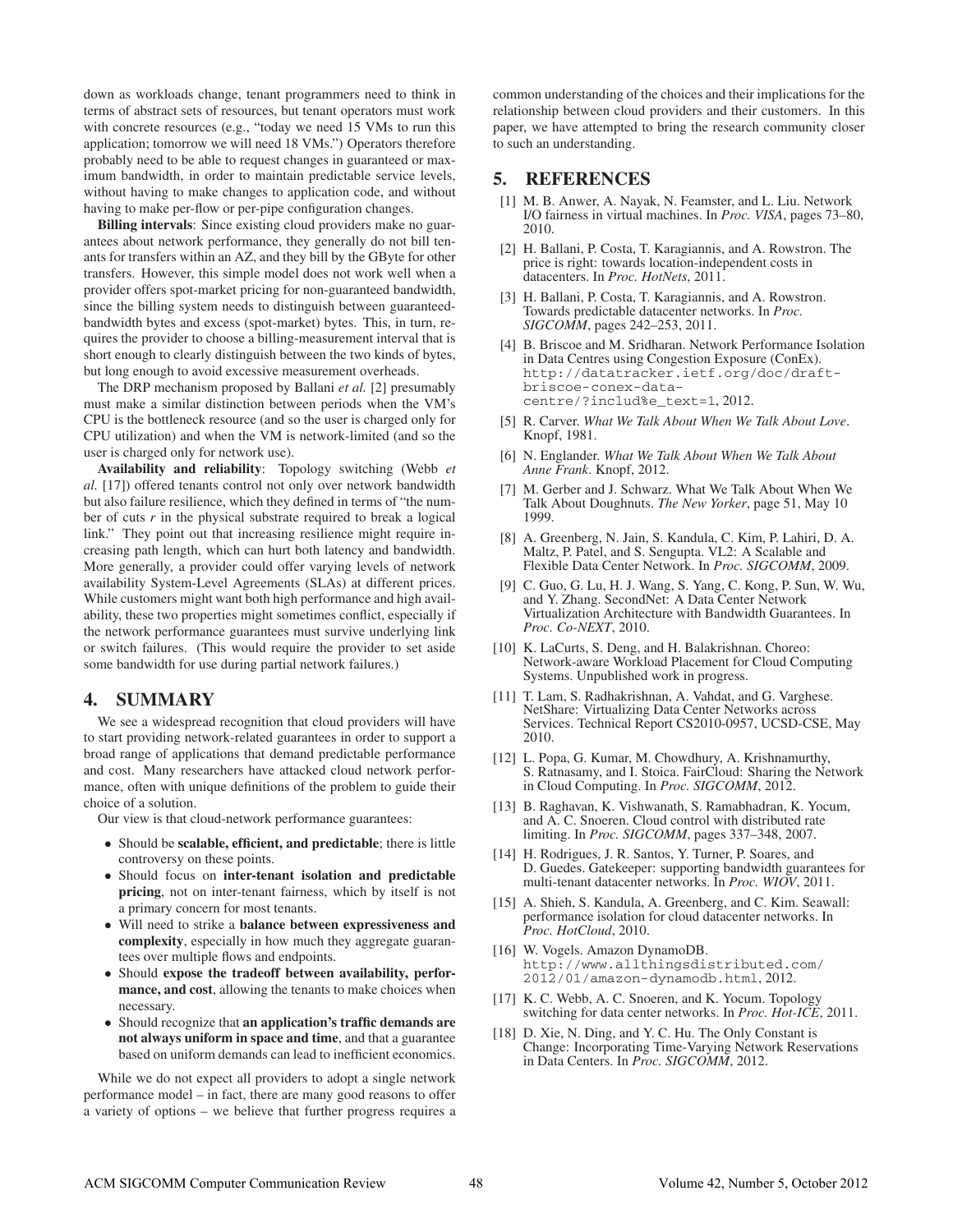down as workloads change, tenant programmers need to think in terms of abstract sets of resources, but tenant operators must work with concrete resources (e.g., "today we need 15 VMs to run this application; tomorrow we will need 18 VMs.") Operators therefore probably need to be able to request changes in guaranteed or maximum bandwidth, in order to maintain predictable service levels, without having to make changes to application code, and without having to make per-flow or per-pipe configuration changes.

**Billing intervals**: Since existing cloud providers make no guarantees about network performance, they generally do not bill tenants for transfers within an AZ, and they bill by the GByte for other transfers. However, this simple model does not work well when a provider offers spot-market pricing for non-guaranteed bandwidth, since the billing system needs to distinguish between guaranteed-bandwidth bytes and excess (spot-market) bytes. This, in turn, requires the provider to choose a billing-measurement interval that is short enough to clearly distinguish between the two kinds of bytes, but long enough to avoid excessive measurement overheads.

The DRP mechanism proposed by Ballani *et al.* [2] presumably must make a similar distinction between periods when the VM's CPU is the bottleneck resource (and so the user is charged only for CPU utilization) and when the VM is network-limited (and so the user is charged only for network use).

**Availability and reliability**: Topology switching (Webb *et al.* [17]) offered tenants control not only over network bandwidth but also failure resilience, which they defined in terms of "the number of cuts $r$ in the physical substrate required to break a logical link." They point out that increasing resilience might require increasing path length, which can hurt both latency and bandwidth. More generally, a provider could offer varying levels of network availability System-Level Agreements (SLAs) at different prices. While customers might want both high performance and high availability, these two properties might sometimes conflict, especially if the network performance guarantees must survive underlying link or switch failures. (This would require the provider to set aside some bandwidth for use during partial network failures.)

## 4. SUMMARY

We see a widespread recognition that cloud providers will have to start providing network-related guarantees in order to support a broad range of applications that demand predictable performance and cost. Many researchers have attacked cloud network performance, often with unique definitions of the problem to guide their choice of a solution.

Our view is that cloud-network performance guarantees:

- Should be **scalable, efficient, and predictable**; there is little controversy on these points.
- Should focus on **inter-tenant isolation and predictable pricing**, not on inter-tenant fairness, which by itself is not a primary concern for most tenants.
- Will need to strike a **balance between expressiveness and complexity**, especially in how much they aggregate guarantees over multiple flows and endpoints.
- Should **expose the tradeoff between availability, performance, and cost**, allowing the tenants to make choices when necessary.
- Should recognize that **an application's traffic demands are not always uniform in space and time**, and that a guarantee based on uniform demands can lead to inefficient economics.

While we do not expect all providers to adopt a single network performance model – in fact, there are many good reasons to offer a variety of options – we believe that further progress requires a common understanding of the choices and their implications for the relationship between cloud providers and their customers. In this paper, we have attempted to bring the research community closer to such an understanding.

## 5. REFERENCES

[1] M. B. Anwer, A. Nayak, N. Feamster, and L. Liu. Network I/O fairness in virtual machines. In *Proc. VISA*, pages 73–80, 2010.

[2] H. Ballani, P. Costa, T. Karagiannis, and A. Rowstron. The price is right: towards location-independent costs in datacenters. In *Proc. HotNets*, 2011.

[3] H. Ballani, P. Costa, T. Karagiannis, and A. Rowstron. Towards predictable datacenter networks. In *Proc. SIGCOMM*, pages 242–253, 2011.

[4] B. Briscoe and M. Sridharan. Network Performance Isolation in Data Centres using Congestion Exposure (ConEx). `http://datatracker.ietf.org/doc/draft-briscoe-conex-data-centre/?includ%e_text=1`, 2012.

[5] R. Carver. *What We Talk About When We Talk About Love*. Knopf, 1981.

[6] N. Englander. *What We Talk About When We Talk About Anne Frank*. Knopf, 2012.

[7] M. Gerber and J. Schwarz. What We Talk About When We Talk About Doughnuts. *The New Yorker*, page 51, May 10 1999.

[8] A. Greenberg, N. Jain, S. Kandula, C. Kim, P. Lahiri, D. A. Maltz, P. Patel, and S. Sengupta. VL2: A Scalable and Flexible Data Center Network. In *Proc. SIGCOMM*, 2009.

[9] C. Guo, G. Lu, H. J. Wang, S. Yang, C. Kong, P. Sun, W. Wu, and Y. Zhang. SecondNet: A Data Center Network Virtualization Architecture with Bandwidth Guarantees. In *Proc. Co-NEXT*, 2010.

[10] K. LaCurts, S. Deng, and H. Balakrishnan. Choreo: Network-aware Workload Placement for Cloud Computing Systems. Unpublished work in progress.

[11] T. Lam, S. Radhakrishnan, A. Vahdat, and G. Varghese. NetShare: Virtualizing Data Center Networks across Services. Technical Report CS2010-0957, UCSD-CSE, May 2010.

[12] L. Popa, G. Kumar, M. Chowdhury, A. Krishnamurthy, S. Ratnasamy, and I. Stoica. FairCloud: Sharing the Network in Cloud Computing. In *Proc. SIGCOMM*, 2012.

[13] B. Raghavan, K. Vishwanath, S. Ramabhadran, K. Yocum, and A. C. Snoeren. Cloud control with distributed rate limiting. In *Proc. SIGCOMM*, pages 337–348, 2007.

[14] H. Rodrigues, J. R. Santos, Y. Turner, P. Soares, and D. Guedes. Gatekeeper: supporting bandwidth guarantees for multi-tenant datacenter networks. In *Proc. WIOV*, 2011.

[15] A. Shieh, S. Kandula, A. Greenberg, and C. Kim. Seawall: performance isolation for cloud datacenter networks. In *Proc. HotCloud*, 2010.

[16] W. Vogels. Amazon DynamoDB. `http://www.allthingsdistributed.com/2012/01/amazon-dynamodb.html`, 2012.

[17] K. C. Webb, A. C. Snoeren, and K. Yocum. Topology switching for data center networks. In *Proc. Hot-ICE*, 2011.

[18] D. Xie, N. Ding, and Y. C. Hu. The Only Constant is Change: Incorporating Time-Varying Network Reservations in Data Centers. In *Proc. SIGCOMM*, 2012.